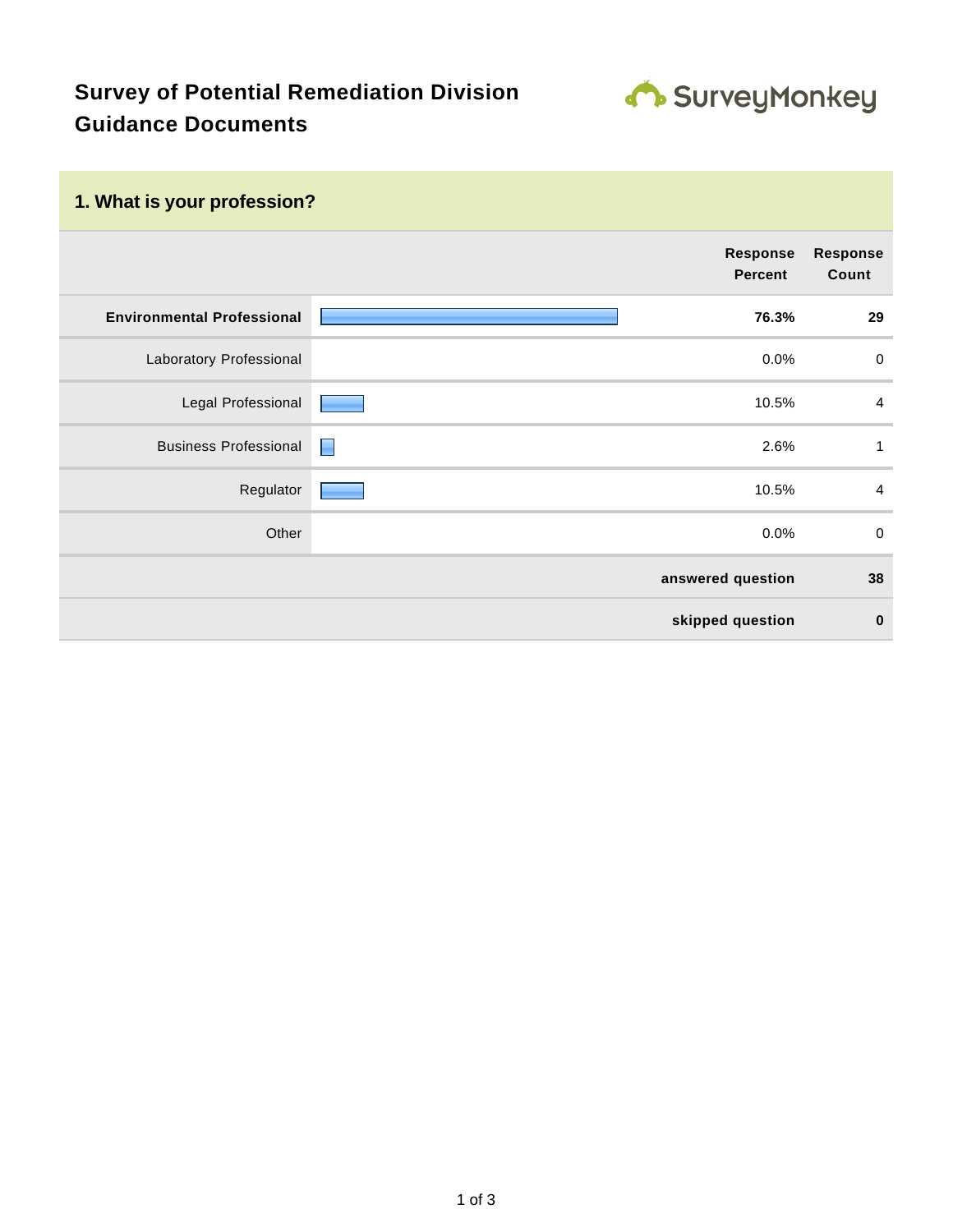# Survey of Potential Remediation Division Guidance Documents

SurveyMonkey

## 1. What is your profession?

| | Response Percent | Response Count |
|---|---|---|
| **Environmental Professional** | **76.3%** | **29** |
| Laboratory Professional | 0.0% | 0 |
| Legal Professional | 10.5% | 4 |
| Business Professional | 2.6% | 1 |
| Regulator | 10.5% | 4 |
| Other | 0.0% | 0 |
| | **answered question** | **38** |
| | **skipped question** | **0** |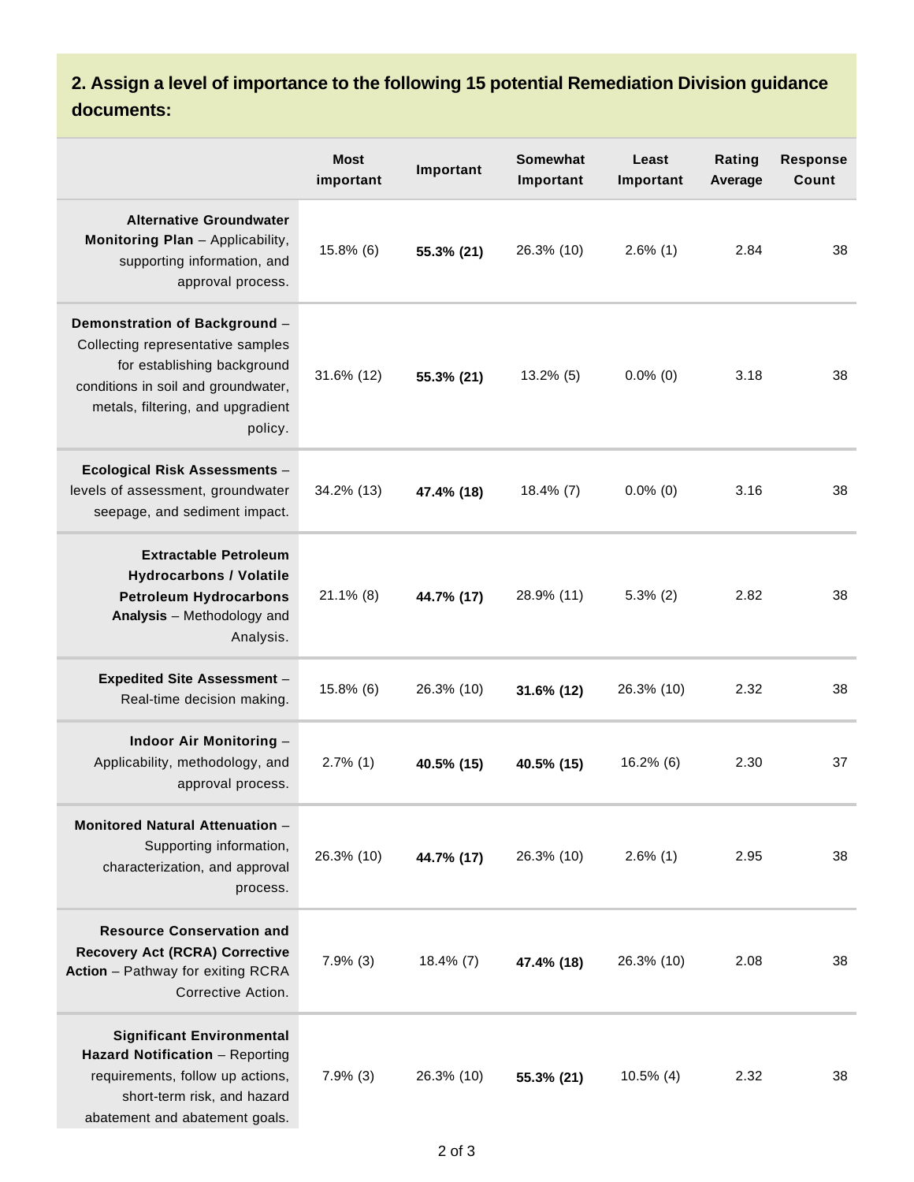## 2. Assign a level of importance to the following 15 potential Remediation Division guidance documents:

| | Most important | Important | Somewhat Important | Least Important | Rating Average | Response Count |
|---|---|---|---|---|---|---|
| **Alternative Groundwater Monitoring Plan** – Applicability, supporting information, and approval process. | 15.8% (6) | **55.3% (21)** | 26.3% (10) | 2.6% (1) | 2.84 | 38 |
| **Demonstration of Background** – Collecting representative samples for establishing background conditions in soil and groundwater, metals, filtering, and upgradient policy. | 31.6% (12) | **55.3% (21)** | 13.2% (5) | 0.0% (0) | 3.18 | 38 |
| **Ecological Risk Assessments** – levels of assessment, groundwater seepage, and sediment impact. | 34.2% (13) | **47.4% (18)** | 18.4% (7) | 0.0% (0) | 3.16 | 38 |
| **Extractable Petroleum Hydrocarbons / Volatile Petroleum Hydrocarbons Analysis** – Methodology and Analysis. | 21.1% (8) | **44.7% (17)** | 28.9% (11) | 5.3% (2) | 2.82 | 38 |
| **Expedited Site Assessment** – Real-time decision making. | 15.8% (6) | 26.3% (10) | **31.6% (12)** | 26.3% (10) | 2.32 | 38 |
| **Indoor Air Monitoring** – Applicability, methodology, and approval process. | 2.7% (1) | **40.5% (15)** | **40.5% (15)** | 16.2% (6) | 2.30 | 37 |
| **Monitored Natural Attenuation** – Supporting information, characterization, and approval process. | 26.3% (10) | **44.7% (17)** | 26.3% (10) | 2.6% (1) | 2.95 | 38 |
| **Resource Conservation and Recovery Act (RCRA) Corrective Action** – Pathway for exiting RCRA Corrective Action. | 7.9% (3) | 18.4% (7) | **47.4% (18)** | 26.3% (10) | 2.08 | 38 |
| **Significant Environmental Hazard Notification** – Reporting requirements, follow up actions, short-term risk, and hazard abatement and abatement goals. | 7.9% (3) | 26.3% (10) | **55.3% (21)** | 10.5% (4) | 2.32 | 38 |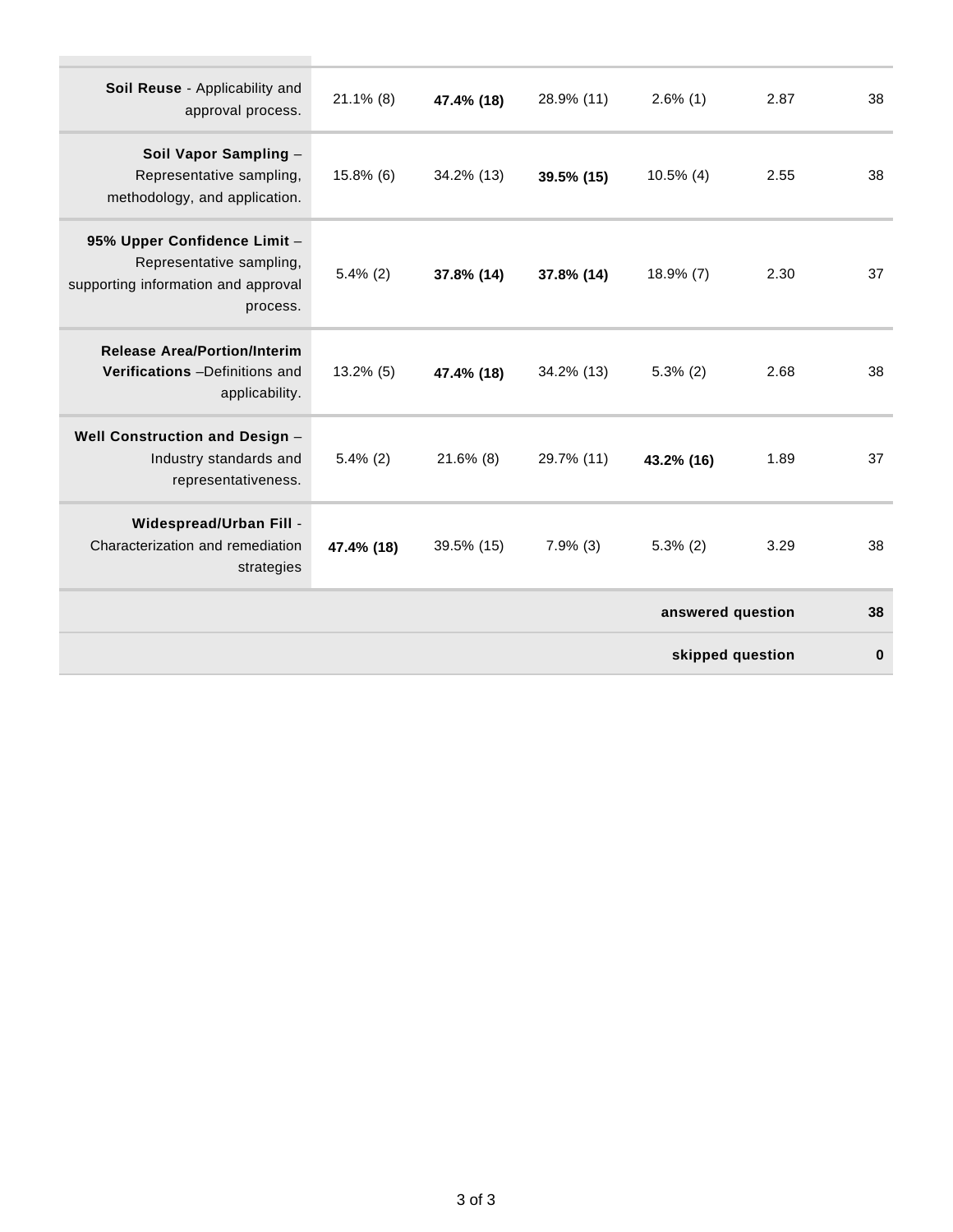| | | | | | | |
|---|---|---|---|---|---|---|
| **Soil Reuse** - Applicability and approval process. | 21.1% (8) | **47.4% (18)** | 28.9% (11) | 2.6% (1) | 2.87 | 38 |
| **Soil Vapor Sampling** – Representative sampling, methodology, and application. | 15.8% (6) | 34.2% (13) | **39.5% (15)** | 10.5% (4) | 2.55 | 38 |
| **95% Upper Confidence Limit** – Representative sampling, supporting information and approval process. | 5.4% (2) | **37.8% (14)** | **37.8% (14)** | 18.9% (7) | 2.30 | 37 |
| **Release Area/Portion/Interim Verifications** –Definitions and applicability. | 13.2% (5) | **47.4% (18)** | 34.2% (13) | 5.3% (2) | 2.68 | 38 |
| **Well Construction and Design** – Industry standards and representativeness. | 5.4% (2) | 21.6% (8) | 29.7% (11) | **43.2% (16)** | 1.89 | 37 |
| **Widespread/Urban Fill** - Characterization and remediation strategies | **47.4% (18)** | 39.5% (15) | 7.9% (3) | 5.3% (2) | 3.29 | 38 |
| | | | | | **answered question** | **38** |
| | | | | | **skipped question** | **0** |